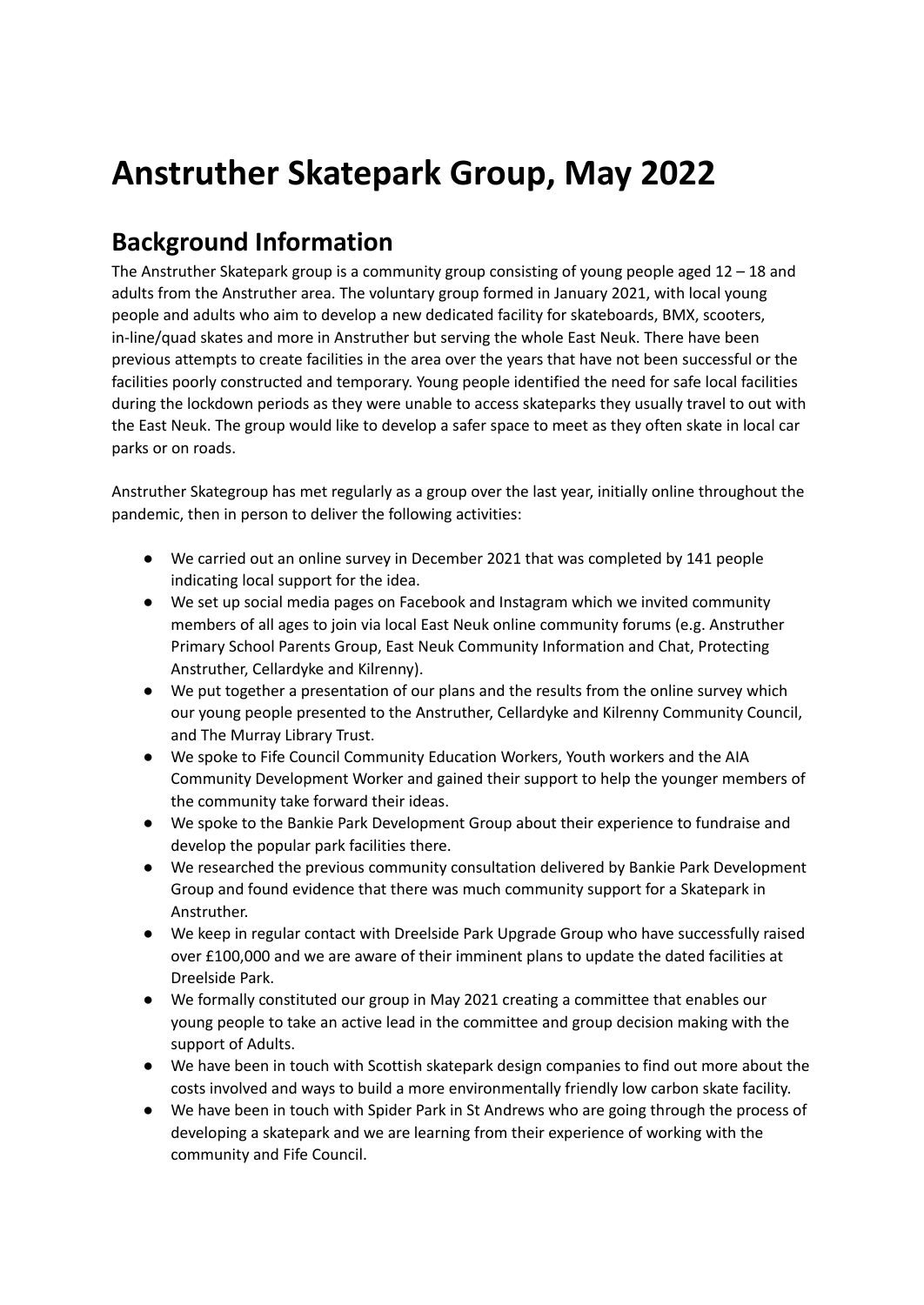# Anstruther Skatepark Group, May 2022

## Background Information

The Anstruther Skatepark group is a community group consisting of young people aged 12 – 18 and adults from the Anstruther area. The voluntary group formed in January 2021, with local young people and adults who aim to develop a new dedicated facility for skateboards, BMX, scooters, in-line/quad skates and more in Anstruther but serving the whole East Neuk. There have been previous attempts to create facilities in the area over the years that have not been successful or the facilities poorly constructed and temporary. Young people identified the need for safe local facilities during the lockdown periods as they were unable to access skateparks they usually travel to out with the East Neuk. The group would like to develop a safer space to meet as they often skate in local car parks or on roads.

Anstruther Skategroup has met regularly as a group over the last year, initially online throughout the pandemic, then in person to deliver the following activities:

- We carried out an online survey in December 2021 that was completed by 141 people indicating local support for the idea.
- We set up social media pages on Facebook and Instagram which we invited community members of all ages to join via local East Neuk online community forums (e.g. Anstruther Primary School Parents Group, East Neuk Community Information and Chat, Protecting Anstruther, Cellardyke and Kilrenny).
- We put together a presentation of our plans and the results from the online survey which our young people presented to the Anstruther, Cellardyke and Kilrenny Community Council, and The Murray Library Trust.
- We spoke to Fife Council Community Education Workers, Youth workers and the AIA Community Development Worker and gained their support to help the younger members of the community take forward their ideas.
- We spoke to the Bankie Park Development Group about their experience to fundraise and develop the popular park facilities there.
- We researched the previous community consultation delivered by Bankie Park Development Group and found evidence that there was much community support for a Skatepark in Anstruther.
- We keep in regular contact with Dreelside Park Upgrade Group who have successfully raised over £100,000 and we are aware of their imminent plans to update the dated facilities at Dreelside Park.
- We formally constituted our group in May 2021 creating a committee that enables our young people to take an active lead in the committee and group decision making with the support of Adults.
- We have been in touch with Scottish skatepark design companies to find out more about the costs involved and ways to build a more environmentally friendly low carbon skate facility.
- We have been in touch with Spider Park in St Andrews who are going through the process of developing a skatepark and we are learning from their experience of working with the community and Fife Council.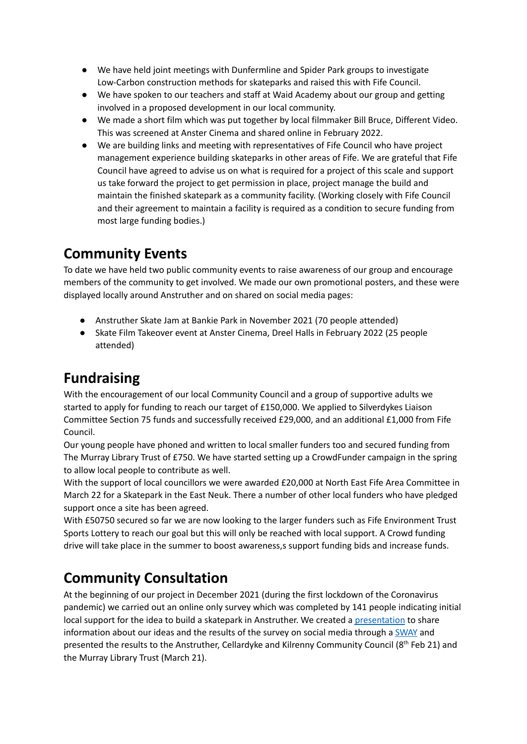- We have held joint meetings with Dunfermline and Spider Park groups to investigate Low-Carbon construction methods for skateparks and raised this with Fife Council.
- We have spoken to our teachers and staff at Waid Academy about our group and getting involved in a proposed development in our local community.
- We made a short film which was put together by local filmmaker Bill Bruce, Different Video. This was screened at Anster Cinema and shared online in February 2022.
- We are building links and meeting with representatives of Fife Council who have project management experience building skateparks in other areas of Fife. We are grateful that Fife Council have agreed to advise us on what is required for a project of this scale and support us take forward the project to get permission in place, project manage the build and maintain the finished skatepark as a community facility. (Working closely with Fife Council and their agreement to maintain a facility is required as a condition to secure funding from most large funding bodies.)

# Community Events

To date we have held two public community events to raise awareness of our group and encourage members of the community to get involved. We made our own promotional posters, and these were displayed locally around Anstruther and on shared on social media pages:

- Anstruther Skate Jam at Bankie Park in November 2021 (70 people attended)
- Skate Film Takeover event at Anster Cinema, Dreel Halls in February 2022 (25 people attended)

# Fundraising

With the encouragement of our local Community Council and a group of supportive adults we started to apply for funding to reach our target of £150,000. We applied to Silverdykes Liaison Committee Section 75 funds and successfully received £29,000, and an additional £1,000 from Fife Council.

Our young people have phoned and written to local smaller funders too and secured funding from The Murray Library Trust of £750. We have started setting up a CrowdFunder campaign in the spring to allow local people to contribute as well.

With the support of local councillors we were awarded £20,000 at North East Fife Area Committee in March 22 for a Skatepark in the East Neuk. There a number of other local funders who have pledged support once a site has been agreed.

With £50750 secured so far we are now looking to the larger funders such as Fife Environment Trust Sports Lottery to reach our goal but this will only be reached with local support. A Crowd funding drive will take place in the summer to boost awareness,s support funding bids and increase funds.

# Community Consultation

At the beginning of our project in December 2021 (during the first lockdown of the Coronavirus pandemic) we carried out an online only survey which was completed by 141 people indicating initial local support for the idea to build a skatepark in Anstruther. We created a presentation to share information about our ideas and the results of the survey on social media through a SWAY and presented the results to the Anstruther, Cellardyke and Kilrenny Community Council (8th Feb 21) and the Murray Library Trust (March 21).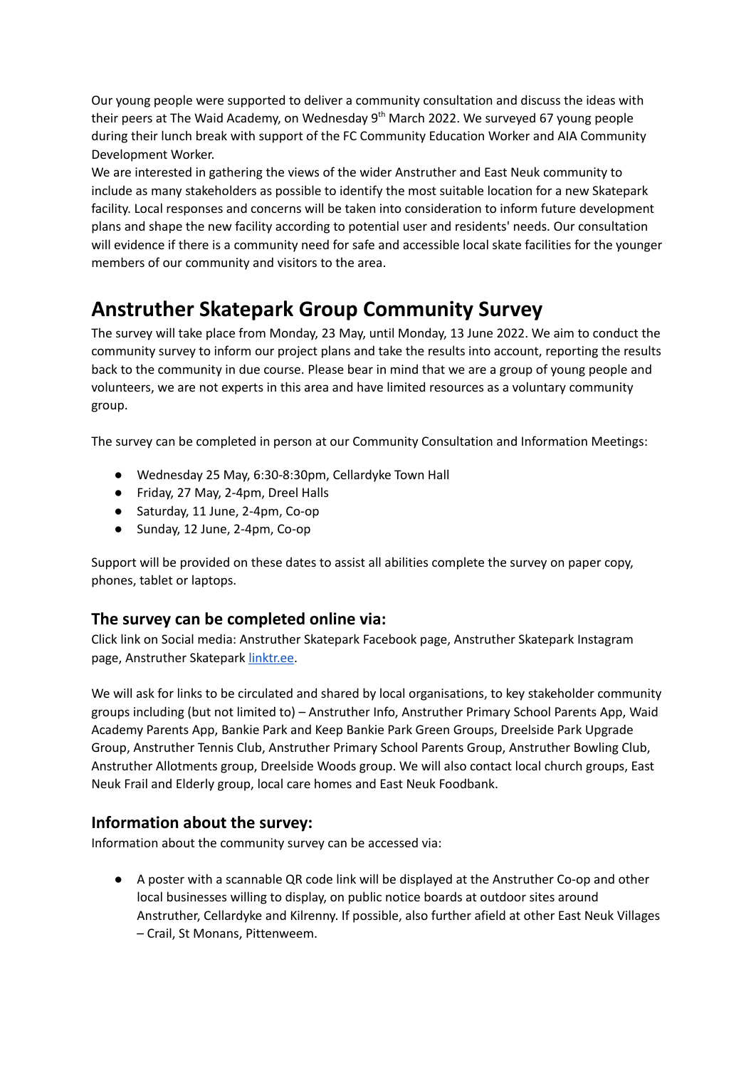Our young people were supported to deliver a community consultation and discuss the ideas with their peers at The Waid Academy, on Wednesday 9th March 2022. We surveyed 67 young people during their lunch break with support of the FC Community Education Worker and AIA Community Development Worker.
We are interested in gathering the views of the wider Anstruther and East Neuk community to include as many stakeholders as possible to identify the most suitable location for a new Skatepark facility. Local responses and concerns will be taken into consideration to inform future development plans and shape the new facility according to potential user and residents' needs. Our consultation will evidence if there is a community need for safe and accessible local skate facilities for the younger members of our community and visitors to the area.

# Anstruther Skatepark Group Community Survey

The survey will take place from Monday, 23 May, until Monday, 13 June 2022. We aim to conduct the community survey to inform our project plans and take the results into account, reporting the results back to the community in due course. Please bear in mind that we are a group of young people and volunteers, we are not experts in this area and have limited resources as a voluntary community group.

The survey can be completed in person at our Community Consultation and Information Meetings:

- Wednesday 25 May, 6:30-8:30pm, Cellardyke Town Hall
- Friday, 27 May, 2-4pm, Dreel Halls
- Saturday, 11 June, 2-4pm, Co-op
- Sunday, 12 June, 2-4pm, Co-op

Support will be provided on these dates to assist all abilities complete the survey on paper copy, phones, tablet or laptops.

## The survey can be completed online via:

Click link on Social media: Anstruther Skatepark Facebook page, Anstruther Skatepark Instagram page, Anstruther Skatepark [linktr.ee](linktr.ee).

We will ask for links to be circulated and shared by local organisations, to key stakeholder community groups including (but not limited to) – Anstruther Info, Anstruther Primary School Parents App, Waid Academy Parents App, Bankie Park and Keep Bankie Park Green Groups, Dreelside Park Upgrade Group, Anstruther Tennis Club, Anstruther Primary School Parents Group, Anstruther Bowling Club, Anstruther Allotments group, Dreelside Woods group. We will also contact local church groups, East Neuk Frail and Elderly group, local care homes and East Neuk Foodbank.

## Information about the survey:

Information about the community survey can be accessed via:

- A poster with a scannable QR code link will be displayed at the Anstruther Co-op and other local businesses willing to display, on public notice boards at outdoor sites around Anstruther, Cellardyke and Kilrenny. If possible, also further afield at other East Neuk Villages – Crail, St Monans, Pittenweem.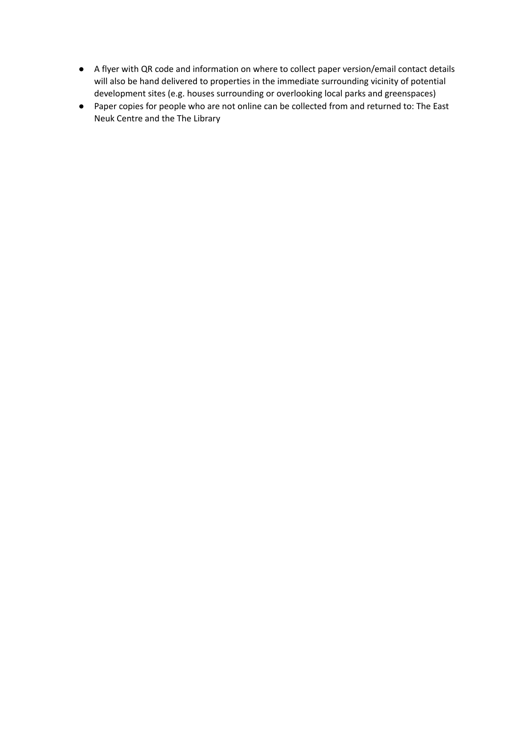- A flyer with QR code and information on where to collect paper version/email contact details will also be hand delivered to properties in the immediate surrounding vicinity of potential development sites (e.g. houses surrounding or overlooking local parks and greenspaces)
- Paper copies for people who are not online can be collected from and returned to: The East Neuk Centre and the The Library